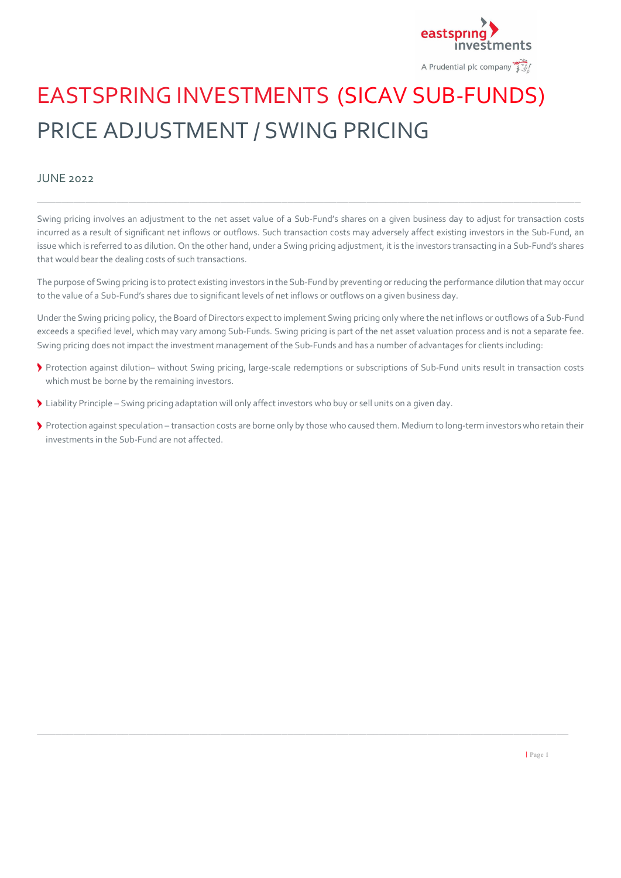# EASTSPRING INVESTMENTS (SICAV SUB-FUNDS)

# PRICE ADJUSTMENT / SWING PRICING

JUNE 2022

Swing pricing involves an adjustment to the net asset value of a Sub-Fund's shares on a given business day to adjust for transaction costs incurred as a result of significant net inflows or outflows. Such transaction costs may adversely affect existing investors in the Sub-Fund, an issue which is referred to as dilution. On the other hand, under a Swing pricing adjustment, it is the investors transacting in a Sub-Fund's shares that would bear the dealing costs of such transactions.

The purpose of Swing pricing is to protect existing investors in the Sub-Fund by preventing or reducing the performance dilution that may occur to the value of a Sub-Fund's shares due to significant levels of net inflows or outflows on a given business day.

Under the Swing pricing policy, the Board of Directors expect to implement Swing pricing only where the net inflows or outflows of a Sub-Fund exceeds a specified level, which may vary among Sub-Funds. Swing pricing is part of the net asset valuation process and is not a separate fee. Swing pricing does not impact the investment management of the Sub-Funds and has a number of advantages for clients including:

- Protection against dilution– without Swing pricing, large-scale redemptions or subscriptions of Sub-Fund units result in transaction costs which must be borne by the remaining investors.
- Liability Principle – Swing pricing adaptation will only affect investors who buy or sell units on a given day.
- Protection against speculation – transaction costs are borne only by those who caused them. Medium to long-term investors who retain their investments in the Sub-Fund are not affected.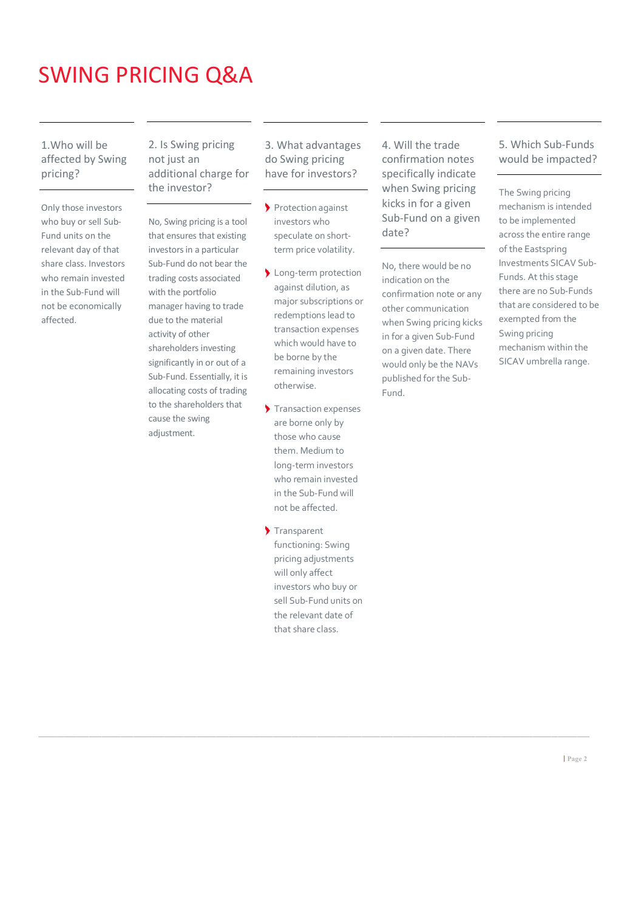# SWING PRICING Q&A

### 1. Who will be affected by Swing pricing?

Only those investors who buy or sell Sub-Fund units on the relevant day of that share class. Investors who remain invested in the Sub-Fund will not be economically affected.

### 2. Is Swing pricing not just an additional charge for the investor?

No, Swing pricing is a tool that ensures that existing investors in a particular Sub-Fund do not bear the trading costs associated with the portfolio manager having to trade due to the material activity of other shareholders investing significantly in or out of a Sub-Fund. Essentially, it is allocating costs of trading to the shareholders that cause the swing adjustment.

### 3. What advantages do Swing pricing have for investors?

- Protection against investors who speculate on short-term price volatility.
- Long-term protection against dilution, as major subscriptions or redemptions lead to transaction expenses which would have to be borne by the remaining investors otherwise.
- Transaction expenses are borne only by those who cause them. Medium to long-term investors who remain invested in the Sub-Fund will not be affected.
- Transparent functioning: Swing pricing adjustments will only affect investors who buy or sell Sub-Fund units on the relevant date of that share class.

### 4. Will the trade confirmation notes specifically indicate when Swing pricing kicks in for a given Sub-Fund on a given date?

No, there would be no indication on the confirmation note or any other communication when Swing pricing kicks in for a given Sub-Fund on a given date. There would only be the NAVs published for the Sub-Fund.

### 5. Which Sub-Funds would be impacted?

The Swing pricing mechanism is intended to be implemented across the entire range of the Eastspring Investments SICAV Sub-Funds. At this stage there are no Sub-Funds that are considered to be exempted from the Swing pricing mechanism within the SICAV umbrella range.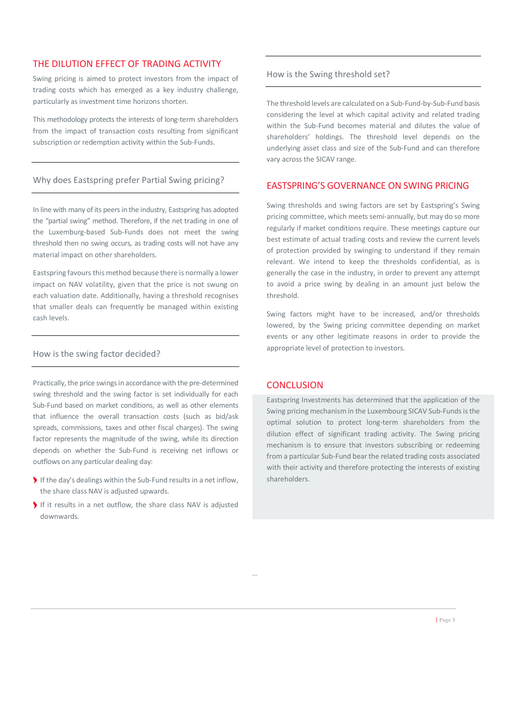## THE DILUTION EFFECT OF TRADING ACTIVITY

Swing pricing is aimed to protect investors from the impact of trading costs which has emerged as a key industry challenge, particularly as investment time horizons shorten.

This methodology protects the interests of long-term shareholders from the impact of transaction costs resulting from significant subscription or redemption activity within the Sub-Funds.

### Why does Eastspring prefer Partial Swing pricing?

In line with many of its peers in the industry, Eastspring has adopted the "partial swing" method. Therefore, if the net trading in one of the Luxemburg-based Sub-Funds does not meet the swing threshold then no swing occurs, as trading costs will not have any material impact on other shareholders.

Eastspring favours this method because there is normally a lower impact on NAV volatility, given that the price is not swung on each valuation date. Additionally, having a threshold recognises that smaller deals can frequently be managed within existing cash levels.

### How is the swing factor decided?

Practically, the price swings in accordance with the pre-determined swing threshold and the swing factor is set individually for each Sub-Fund based on market conditions, as well as other elements that influence the overall transaction costs (such as bid/ask spreads, commissions, taxes and other fiscal charges). The swing factor represents the magnitude of the swing, while its direction depends on whether the Sub-Fund is receiving net inflows or outflows on any particular dealing day:

- If the day's dealings within the Sub-Fund results in a net inflow, the share class NAV is adjusted upwards.
- If it results in a net outflow, the share class NAV is adjusted downwards.

### How is the Swing threshold set?

The threshold levels are calculated on a Sub-Fund-by-Sub-Fund basis considering the level at which capital activity and related trading within the Sub-Fund becomes material and dilutes the value of shareholders' holdings. The threshold level depends on the underlying asset class and size of the Sub-Fund and can therefore vary across the SICAV range.

## EASTSPRING'S GOVERNANCE ON SWING PRICING

Swing thresholds and swing factors are set by Eastspring's Swing pricing committee, which meets semi-annually, but may do so more regularly if market conditions require. These meetings capture our best estimate of actual trading costs and review the current levels of protection provided by swinging to understand if they remain relevant. We intend to keep the thresholds confidential, as is generally the case in the industry, in order to prevent any attempt to avoid a price swing by dealing in an amount just below the threshold.

Swing factors might have to be increased, and/or thresholds lowered, by the Swing pricing committee depending on market events or any other legitimate reasons in order to provide the appropriate level of protection to investors.

## CONCLUSION

Eastspring Investments has determined that the application of the Swing pricing mechanism in the Luxembourg SICAV Sub-Funds is the optimal solution to protect long-term shareholders from the dilution effect of significant trading activity. The Swing pricing mechanism is to ensure that investors subscribing or redeeming from a particular Sub-Fund bear the related trading costs associated with their activity and therefore protecting the interests of existing shareholders.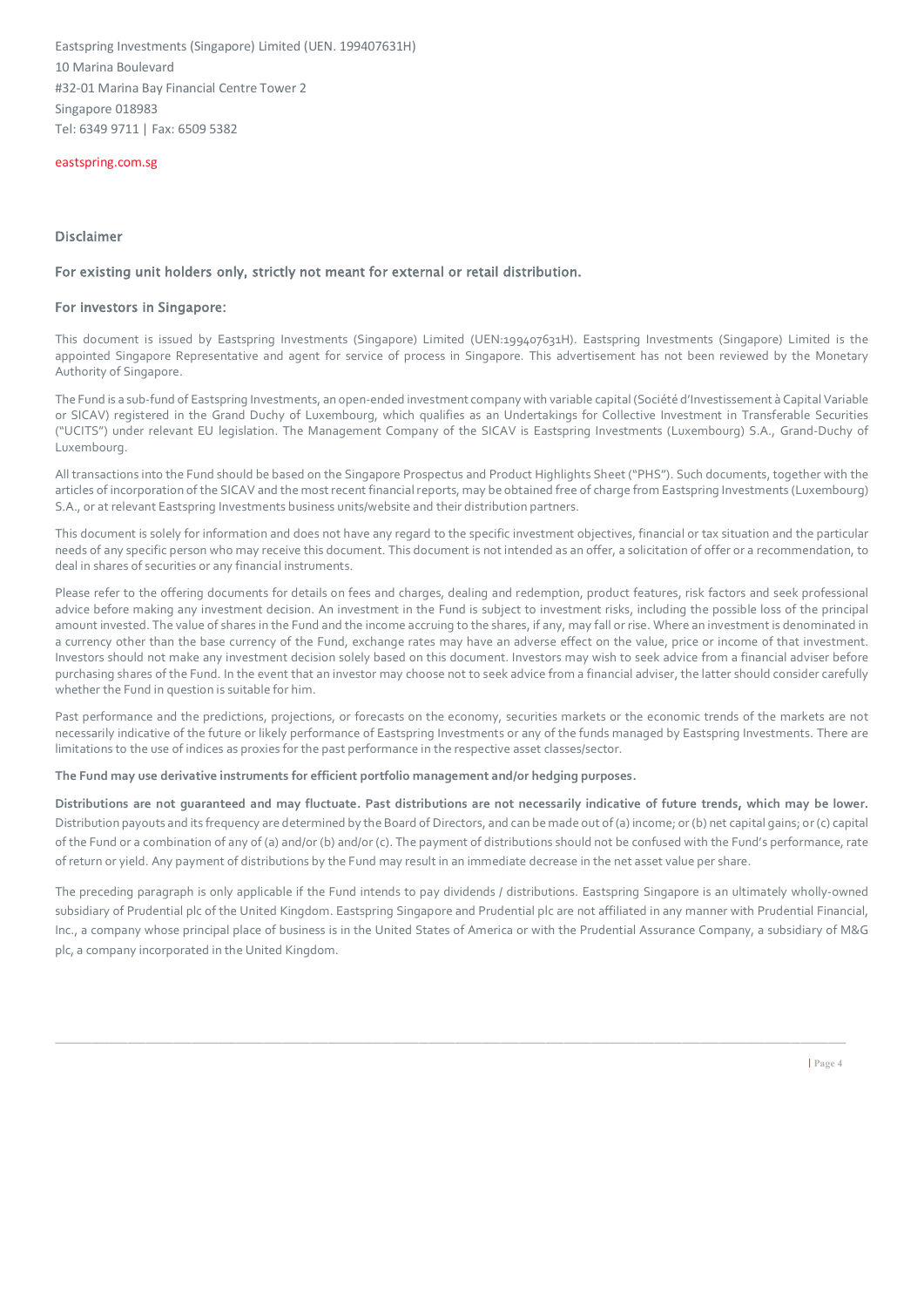Eastspring Investments (Singapore) Limited (UEN. 199407631H)
10 Marina Boulevard
#32-01 Marina Bay Financial Centre Tower 2
Singapore 018983
Tel: 6349 9711 | Fax: 6509 5382

eastspring.com.sg

## Disclaimer

### For existing unit holders only, strictly not meant for external or retail distribution.

### For investors in Singapore:

This document is issued by Eastspring Investments (Singapore) Limited (UEN:199407631H). Eastspring Investments (Singapore) Limited is the appointed Singapore Representative and agent for service of process in Singapore. This advertisement has not been reviewed by the Monetary Authority of Singapore.

The Fund is a sub-fund of Eastspring Investments, an open-ended investment company with variable capital (Société d'Investissement à Capital Variable or SICAV) registered in the Grand Duchy of Luxembourg, which qualifies as an Undertakings for Collective Investment in Transferable Securities ("UCITS") under relevant EU legislation. The Management Company of the SICAV is Eastspring Investments (Luxembourg) S.A., Grand-Duchy of Luxembourg.

All transactions into the Fund should be based on the Singapore Prospectus and Product Highlights Sheet ("PHS"). Such documents, together with the articles of incorporation of the SICAV and the most recent financial reports, may be obtained free of charge from Eastspring Investments (Luxembourg) S.A., or at relevant Eastspring Investments business units/website and their distribution partners.

This document is solely for information and does not have any regard to the specific investment objectives, financial or tax situation and the particular needs of any specific person who may receive this document. This document is not intended as an offer, a solicitation of offer or a recommendation, to deal in shares of securities or any financial instruments.

Please refer to the offering documents for details on fees and charges, dealing and redemption, product features, risk factors and seek professional advice before making any investment decision. An investment in the Fund is subject to investment risks, including the possible loss of the principal amount invested. The value of shares in the Fund and the income accruing to the shares, if any, may fall or rise. Where an investment is denominated in a currency other than the base currency of the Fund, exchange rates may have an adverse effect on the value, price or income of that investment. Investors should not make any investment decision solely based on this document. Investors may wish to seek advice from a financial adviser before purchasing shares of the Fund. In the event that an investor may choose not to seek advice from a financial adviser, the latter should consider carefully whether the Fund in question is suitable for him.

Past performance and the predictions, projections, or forecasts on the economy, securities markets or the economic trends of the markets are not necessarily indicative of the future or likely performance of Eastspring Investments or any of the funds managed by Eastspring Investments. There are limitations to the use of indices as proxies for the past performance in the respective asset classes/sector.

**The Fund may use derivative instruments for efficient portfolio management and/or hedging purposes.**

**Distributions are not guaranteed and may fluctuate. Past distributions are not necessarily indicative of future trends, which may be lower.** Distribution payouts and its frequency are determined by the Board of Directors, and can be made out of (a) income; or (b) net capital gains; or (c) capital of the Fund or a combination of any of (a) and/or (b) and/or (c). The payment of distributions should not be confused with the Fund's performance, rate of return or yield. Any payment of distributions by the Fund may result in an immediate decrease in the net asset value per share.

The preceding paragraph is only applicable if the Fund intends to pay dividends / distributions. Eastspring Singapore is an ultimately wholly-owned subsidiary of Prudential plc of the United Kingdom. Eastspring Singapore and Prudential plc are not affiliated in any manner with Prudential Financial, Inc., a company whose principal place of business is in the United States of America or with the Prudential Assurance Company, a subsidiary of M&G plc, a company incorporated in the United Kingdom.